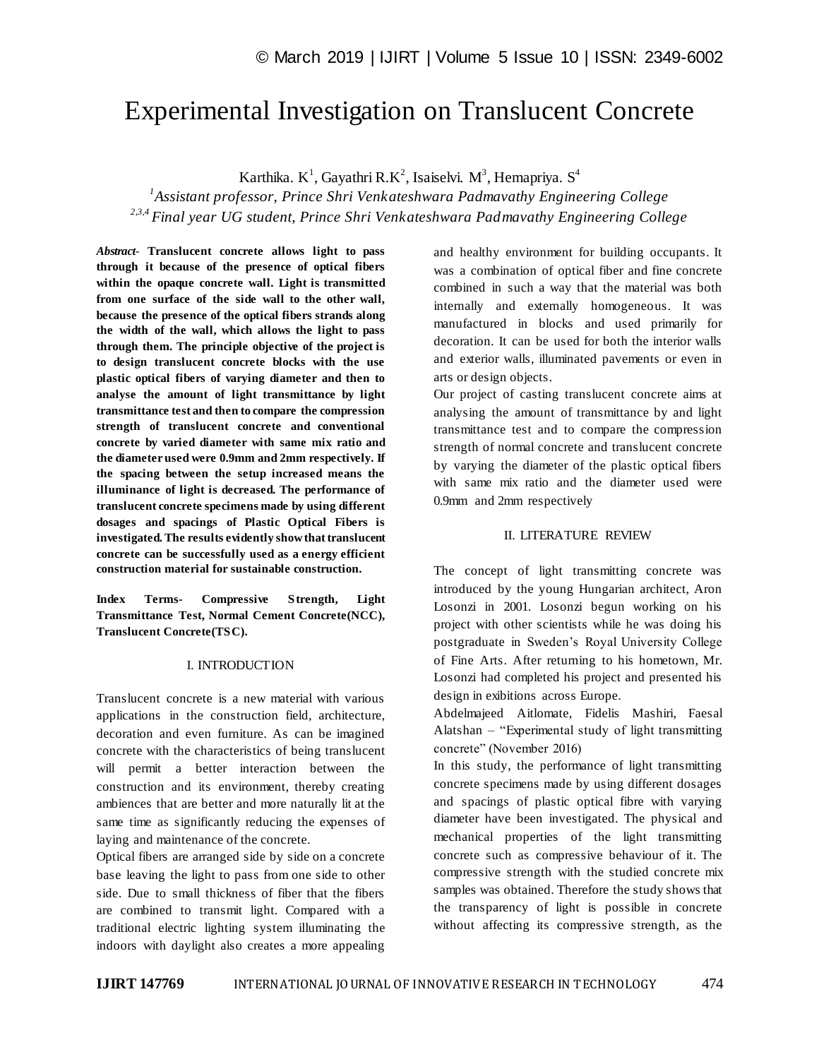# Experimental Investigation on Translucent Concrete

Karthika. K[1], Gayathri R.K[2], Isaiselvi. M[3], Hemapriya. S[4]

[1]*Assistant professor, Prince Shri Venkateshwara Padmavathy Engineering College*
[2,3,4]*Final year UG student, Prince Shri Venkateshwara Padmavathy Engineering College*

***Abstract*- Translucent concrete allows light to pass through it because of the presence of optical fibers within the opaque concrete wall. Light is transmitted from one surface of the side wall to the other wall, because the presence of the optical fibers strands along the width of the wall, which allows the light to pass through them. The principle objective of the project is to design translucent concrete blocks with the use plastic optical fibers of varying diameter and then to analyse the amount of light transmittance by light transmittance test and then to compare the compression strength of translucent concrete and conventional concrete by varied diameter with same mix ratio and the diameter used were 0.9mm and 2mm respectively. If the spacing between the setup increased means the illuminance of light is decreased. The performance of translucent concrete specimens made by using different dosages and spacings of Plastic Optical Fibers is investigated. The results evidently show that translucent concrete can be successfully used as a energy efficient construction material for sustainable construction.**

**Index Terms- Compressive Strength, Light Transmittance Test, Normal Cement Concrete(NCC), Translucent Concrete(TSC).**

## I. INTRODUCTION

Translucent concrete is a new material with various applications in the construction field, architecture, decoration and even furniture. As can be imagined concrete with the characteristics of being translucent will permit a better interaction between the construction and its environment, thereby creating ambiences that are better and more naturally lit at the same time as significantly reducing the expenses of laying and maintenance of the concrete.

Optical fibers are arranged side by side on a concrete base leaving the light to pass from one side to other side. Due to small thickness of fiber that the fibers are combined to transmit light. Compared with a traditional electric lighting system illuminating the indoors with daylight also creates a more appealing and healthy environment for building occupants. It was a combination of optical fiber and fine concrete combined in such a way that the material was both internally and externally homogeneous. It was manufactured in blocks and used primarily for decoration. It can be used for both the interior walls and exterior walls, illuminated pavements or even in arts or design objects.

Our project of casting translucent concrete aims at analysing the amount of transmittance by and light transmittance test and to compare the compression strength of normal concrete and translucent concrete by varying the diameter of the plastic optical fibers with same mix ratio and the diameter used were 0.9mm and 2mm respectively

## II. LITERATURE REVIEW

The concept of light transmitting concrete was introduced by the young Hungarian architect, Aron Losonzi in 2001. Losonzi begun working on his project with other scientists while he was doing his postgraduate in Sweden's Royal University College of Fine Arts. After returning to his hometown, Mr. Losonzi had completed his project and presented his design in exibitions across Europe.

Abdelmajeed Aitlomate, Fidelis Mashiri, Faesal Alatshan – "Experimental study of light transmitting concrete" (November 2016)

In this study, the performance of light transmitting concrete specimens made by using different dosages and spacings of plastic optical fibre with varying diameter have been investigated. The physical and mechanical properties of the light transmitting concrete such as compressive behaviour of it. The compressive strength with the studied concrete mix samples was obtained. Therefore the study shows that the transparency of light is possible in concrete without affecting its compressive strength, as the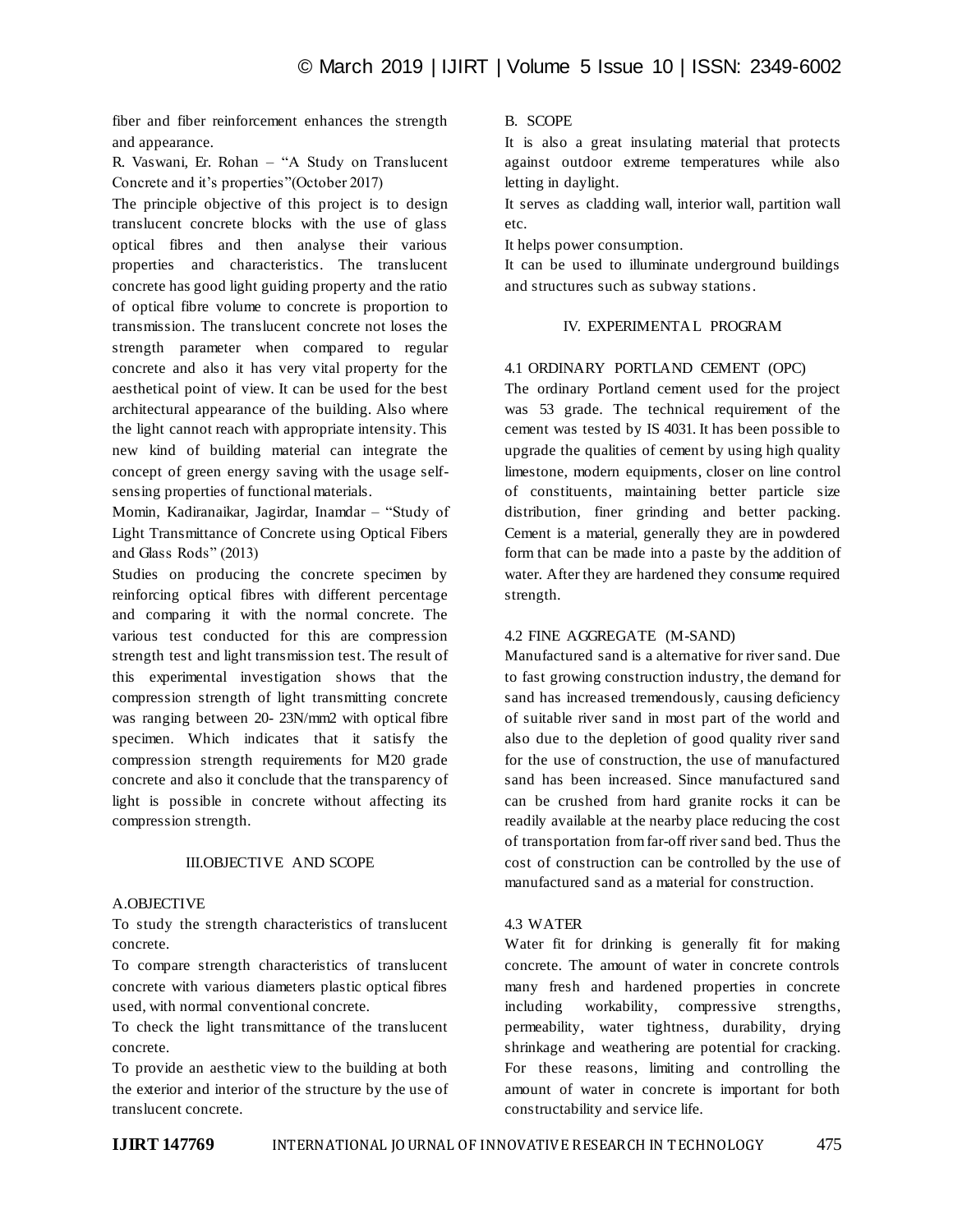fiber and fiber reinforcement enhances the strength and appearance.

R. Vaswani, Er. Rohan – "A Study on Translucent Concrete and it's properties"(October 2017)

The principle objective of this project is to design translucent concrete blocks with the use of glass optical fibres and then analyse their various properties and characteristics. The translucent concrete has good light guiding property and the ratio of optical fibre volume to concrete is proportion to transmission. The translucent concrete not loses the strength parameter when compared to regular concrete and also it has very vital property for the aesthetical point of view. It can be used for the best architectural appearance of the building. Also where the light cannot reach with appropriate intensity. This new kind of building material can integrate the concept of green energy saving with the usage self-sensing properties of functional materials.

Momin, Kadiranaikar, Jagirdar, Inamdar – "Study of Light Transmittance of Concrete using Optical Fibers and Glass Rods" (2013)

Studies on producing the concrete specimen by reinforcing optical fibres with different percentage and comparing it with the normal concrete. The various test conducted for this are compression strength test and light transmission test. The result of this experimental investigation shows that the compression strength of light transmitting concrete was ranging between 20- 23N/mm2 with optical fibre specimen. Which indicates that it satisfy the compression strength requirements for M20 grade concrete and also it conclude that the transparency of light is possible in concrete without affecting its compression strength.

## III.OBJECTIVE AND SCOPE

### A.OBJECTIVE

To study the strength characteristics of translucent concrete.

To compare strength characteristics of translucent concrete with various diameters plastic optical fibres used, with normal conventional concrete.

To check the light transmittance of the translucent concrete.

To provide an aesthetic view to the building at both the exterior and interior of the structure by the use of translucent concrete.

### B. SCOPE

It is also a great insulating material that protects against outdoor extreme temperatures while also letting in daylight.

It serves as cladding wall, interior wall, partition wall etc.

It helps power consumption.

It can be used to illuminate underground buildings and structures such as subway stations.

## IV. EXPERIMENTAL PROGRAM

### 4.1 ORDINARY PORTLAND CEMENT (OPC)

The ordinary Portland cement used for the project was 53 grade. The technical requirement of the cement was tested by IS 4031. It has been possible to upgrade the qualities of cement by using high quality limestone, modern equipments, closer on line control of constituents, maintaining better particle size distribution, finer grinding and better packing. Cement is a material, generally they are in powdered form that can be made into a paste by the addition of water. After they are hardened they consume required strength.

### 4.2 FINE AGGREGATE (M-SAND)

Manufactured sand is a alternative for river sand. Due to fast growing construction industry, the demand for sand has increased tremendously, causing deficiency of suitable river sand in most part of the world and also due to the depletion of good quality river sand for the use of construction, the use of manufactured sand has been increased. Since manufactured sand can be crushed from hard granite rocks it can be readily available at the nearby place reducing the cost of transportation from far-off river sand bed. Thus the cost of construction can be controlled by the use of manufactured sand as a material for construction.

### 4.3 WATER

Water fit for drinking is generally fit for making concrete. The amount of water in concrete controls many fresh and hardened properties in concrete including workability, compressive strengths, permeability, water tightness, durability, drying shrinkage and weathering are potential for cracking. For these reasons, limiting and controlling the amount of water in concrete is important for both constructability and service life.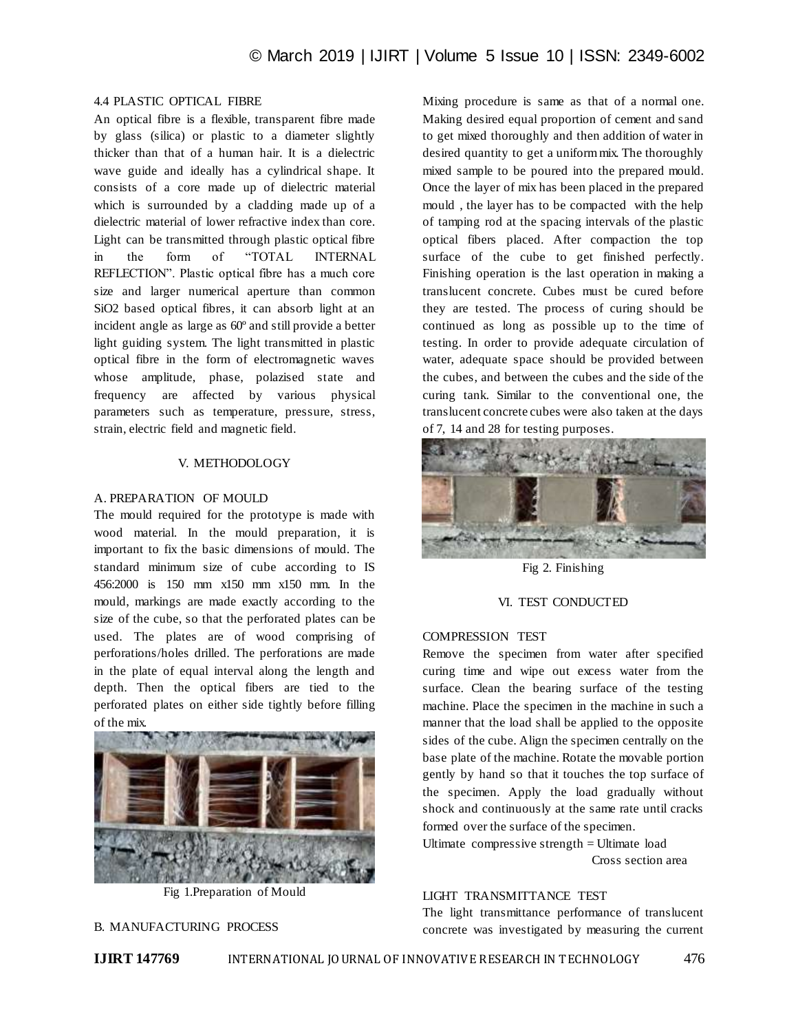### 4.4 PLASTIC OPTICAL FIBRE

An optical fibre is a flexible, transparent fibre made by glass (silica) or plastic to a diameter slightly thicker than that of a human hair. It is a dielectric wave guide and ideally has a cylindrical shape. It consists of a core made up of dielectric material which is surrounded by a cladding made up of a dielectric material of lower refractive index than core. Light can be transmitted through plastic optical fibre in the form of "TOTAL INTERNAL REFLECTION". Plastic optical fibre has a much core size and larger numerical aperture than common $SiO_2$ based optical fibres, it can absorb light at an incident angle as large as 60º and still provide a better light guiding system. The light transmitted in plastic optical fibre in the form of electromagnetic waves whose amplitude, phase, polazised state and frequency are affected by various physical parameters such as temperature, pressure, stress, strain, electric field and magnetic field.

## V. METHODOLOGY

### A. PREPARATION OF MOULD

The mould required for the prototype is made with wood material. In the mould preparation, it is important to fix the basic dimensions of mould. The standard minimum size of cube according to IS 456:2000 is 150 mm x150 mm x150 mm. In the mould, markings are made exactly according to the size of the cube, so that the perforated plates can be used. The plates are of wood comprising of perforations/holes drilled. The perforations are made in the plate of equal interval along the length and depth. Then the optical fibers are tied to the perforated plates on either side tightly before filling of the mix.

Fig 1.Preparation of Mould

### B. MANUFACTURING PROCESS

Mixing procedure is same as that of a normal one. Making desired equal proportion of cement and sand to get mixed thoroughly and then addition of water in desired quantity to get a uniform mix. The thoroughly mixed sample to be poured into the prepared mould. Once the layer of mix has been placed in the prepared mould , the layer has to be compacted with the help of tamping rod at the spacing intervals of the plastic optical fibers placed. After compaction the top surface of the cube to get finished perfectly. Finishing operation is the last operation in making a translucent concrete. Cubes must be cured before they are tested. The process of curing should be continued as long as possible up to the time of testing. In order to provide adequate circulation of water, adequate space should be provided between the cubes, and between the cubes and the side of the curing tank. Similar to the conventional one, the translucent concrete cubes were also taken at the days of 7, 14 and 28 for testing purposes.

Fig 2. Finishing

## VI. TEST CONDUCTED

### COMPRESSION TEST

Remove the specimen from water after specified curing time and wipe out excess water from the surface. Clean the bearing surface of the testing machine. Place the specimen in the machine in such a manner that the load shall be applied to the opposite sides of the cube. Align the specimen centrally on the base plate of the machine. Rotate the movable portion gently by hand so that it touches the top surface of the specimen. Apply the load gradually without shock and continuously at the same rate until cracks formed over the surface of the specimen.

$$\text{Ultimate compressive strength} = \frac{\text{Ultimate load}}{\text{Cross section area}}$$

### LIGHT TRANSMITTANCE TEST

The light transmittance performance of translucent concrete was investigated by measuring the current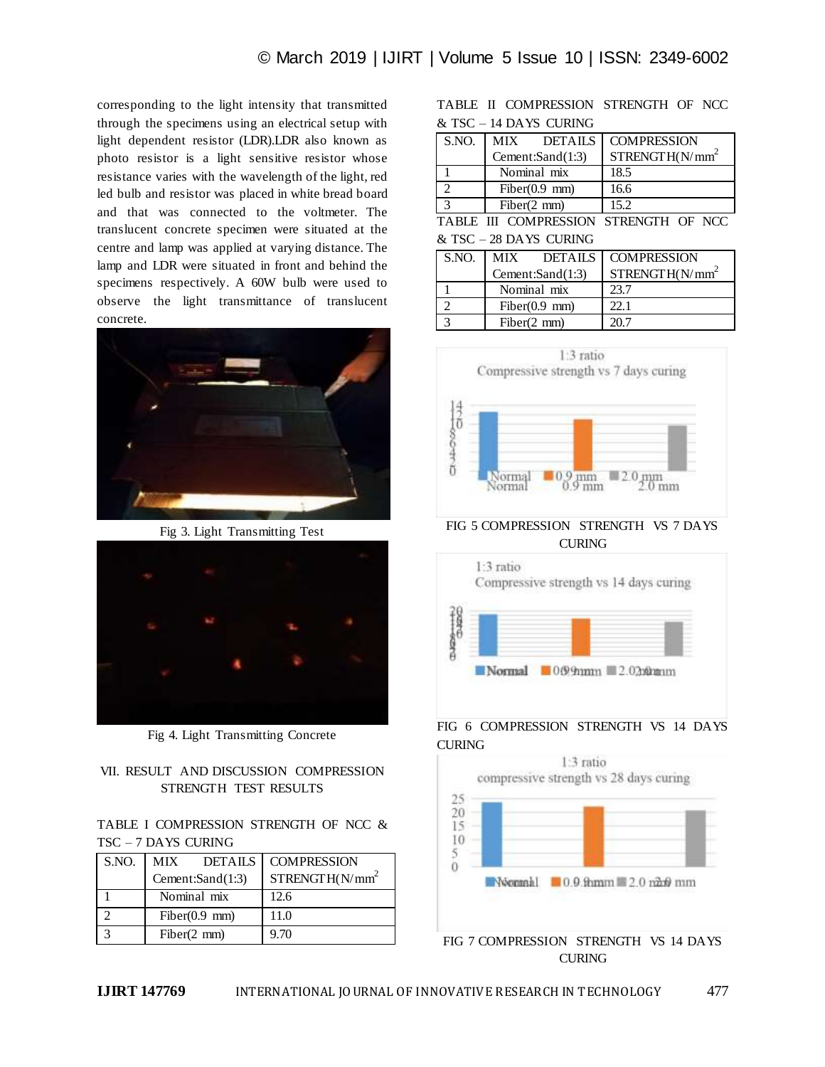corresponding to the light intensity that transmitted through the specimens using an electrical setup with light dependent resistor (LDR).LDR also known as photo resistor is a light sensitive resistor whose resistance varies with the wavelength of the light, red led bulb and resistor was placed in white bread board and that was connected to the voltmeter. The translucent concrete specimen were situated at the centre and lamp was applied at varying distance. The lamp and LDR were situated in front and behind the specimens respectively. A 60W bulb were used to observe the light transmittance of translucent concrete.

Fig 3. Light Transmitting Test

Fig 4. Light Transmitting Concrete

## VII. RESULT AND DISCUSSION COMPRESSION STRENGTH TEST RESULTS

TABLE I COMPRESSION STRENGTH OF NCC & TSC – 7 DAYS CURING

| S.NO. | MIX DETAILS Cement:Sand(1:3) | COMPRESSION STRENGTH(N/mm$^2$ |
|---|---|---|
| 1 | Nominal mix | 12.6 |
| 2 | Fiber(0.9 mm) | 11.0 |
| 3 | Fiber(2 mm) | 9.70 |

TABLE II COMPRESSION STRENGTH OF NCC & TSC – 14 DAYS CURING

| S.NO. | MIX DETAILS Cement:Sand(1:3) | COMPRESSION STRENGTH(N/mm$^2$ |
|---|---|---|
| 1 | Nominal mix | 18.5 |
| 2 | Fiber(0.9 mm) | 16.6 |
| 3 | Fiber(2 mm) | 15.2 |

TABLE III COMPRESSION STRENGTH OF NCC & TSC – 28 DAYS CURING

| S.NO. | MIX DETAILS Cement:Sand(1:3) | COMPRESSION STRENGTH(N/mm$^2$ |
|---|---|---|
| 1 | Nominal mix | 23.7 |
| 2 | Fiber(0.9 mm) | 22.1 |
| 3 | Fiber(2 mm) | 20.7 |

FIG 5 COMPRESSION STRENGTH VS 7 DAYS CURING

FIG 6 COMPRESSION STRENGTH VS 14 DAYS CURING

FIG 7 COMPRESSION STRENGTH VS 14 DAYS CURING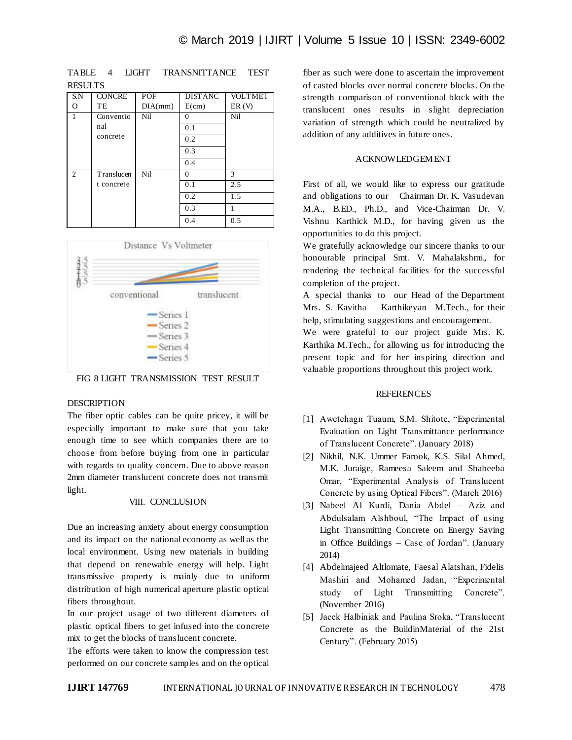TABLE 4 LIGHT TRANSNITTANCE TEST RESULTS

| S.NO | CONCRETE | POF DIA(mm) | DISTANCE(cm) | VOLTMETER (V) |
|---|---|---|---|---|
| 1 | Conventional concrete | Nil | 0 | Nil |
| | | | 0.1 | |
| | | | 0.2 | |
| | | | 0.3 | |
| | | | 0.4 | |
| 2 | Translucent concrete | Nil | 0 | 3 |
| | | | 0.1 | 2.5 |
| | | | 0.2 | 1.5 |
| | | | 0.3 | 1 |
| | | | 0.4 | 0.5 |

FIG 8 LIGHT TRANSMISSION TEST RESULT

DESCRIPTION

The fiber optic cables can be quite pricey, it will be especially important to make sure that you take enough time to see which companies there are to choose from before buying from one in particular with regards to quality concern. Due to above reason 2mm diameter translucent concrete does not transmit light.

## VIII. CONCLUSION

Due an increasing anxiety about energy consumption and its impact on the national economy as well as the local environment. Using new materials in building that depend on renewable energy will help. Light transmissive property is mainly due to uniform distribution of high numerical aperture plastic optical fibers throughout.

In our project usage of two different diameters of plastic optical fibers to get infused into the concrete mix to get the blocks of translucent concrete.

The efforts were taken to know the compression test performed on our concrete samples and on the optical fiber as such were done to ascertain the improvement of casted blocks over normal concrete blocks. On the strength comparison of conventional block with the translucent ones results in slight depreciation variation of strength which could be neutralized by addition of any additives in future ones.

## ACKNOWLEDGEMENT

First of all, we would like to express our gratitude and obligations to our Chairman Dr. K. Vasudevan M.A., B.ED., Ph.D., and Vice-Chairman Dr. V. Vishnu Karthick M.D., for having given us the opportunities to do this project.

We gratefully acknowledge our sincere thanks to our honourable principal Smt. V. Mahalakshmi., for rendering the technical facilities for the successful completion of the project.

A special thanks to our Head of the Department Mrs. S. Kavitha Karthikeyan M.Tech., for their help, stimulating suggestions and encouragement.

We were grateful to our project guide Mrs. K. Karthika M.Tech., for allowing us for introducing the present topic and for her inspiring direction and valuable proportions throughout this project work.

## REFERENCES

[1] Awetehagn Tuaum, S.M. Shitote, "Experimental Evaluation on Light Transmittance performance of Translucent Concrete". (January 2018)

[2] Nikhil, N.K. Ummer Farook, K.S. Silal Ahmed, M.K. Juraige, Rameesa Saleem and Shabeeba Omar, "Experimental Analysis of Translucent Concrete by using Optical Fibers". (March 2016)

[3] Nabeel Al Kurdi, Dania Abdel – Aziz and Abdulsalam Alshboul, "The Impact of using Light Transmitting Concrete on Energy Saving in Office Buildings – Case of Jordan". (January 2014)

[4] Abdelmajeed Altlomate, Faesal Alatshan, Fidelis Mashiri and Mohamed Jadan, "Experimental study of Light Transmitting Concrete". (November 2016)

[5] Jacek Halbiniak and Paulina Sroka, "Translucent Concrete as the BuildinMaterial of the 21st Century". (February 2015)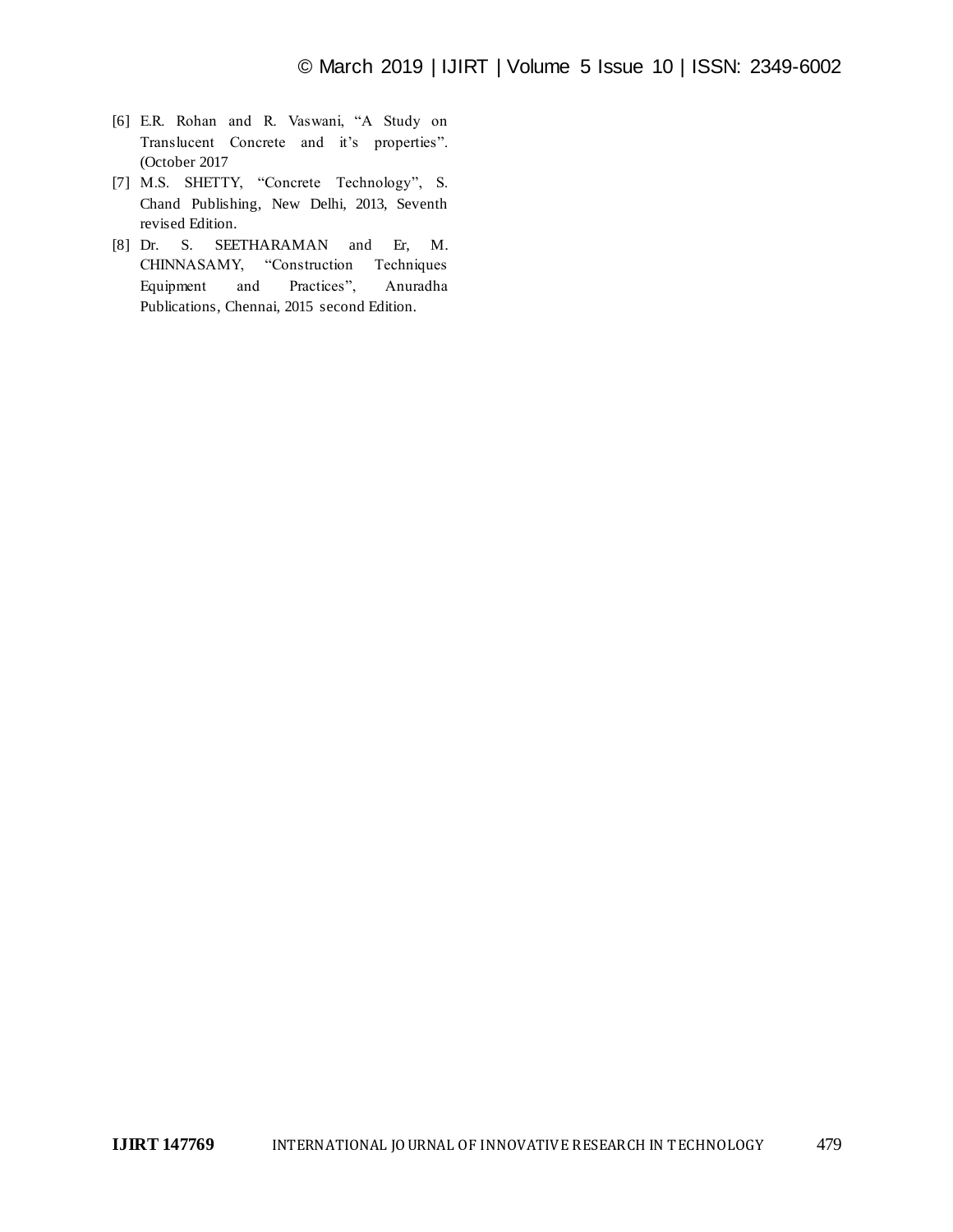[6] E.R. Rohan and R. Vaswani, "A Study on Translucent Concrete and it's properties". (October 2017

[7] M.S. SHETTY, "Concrete Technology", S. Chand Publishing, New Delhi, 2013, Seventh revised Edition.

[8] Dr. S. SEETHARAMAN and Er, M. CHINNASAMY, "Construction Techniques Equipment and Practices", Anuradha Publications, Chennai, 2015 second Edition.